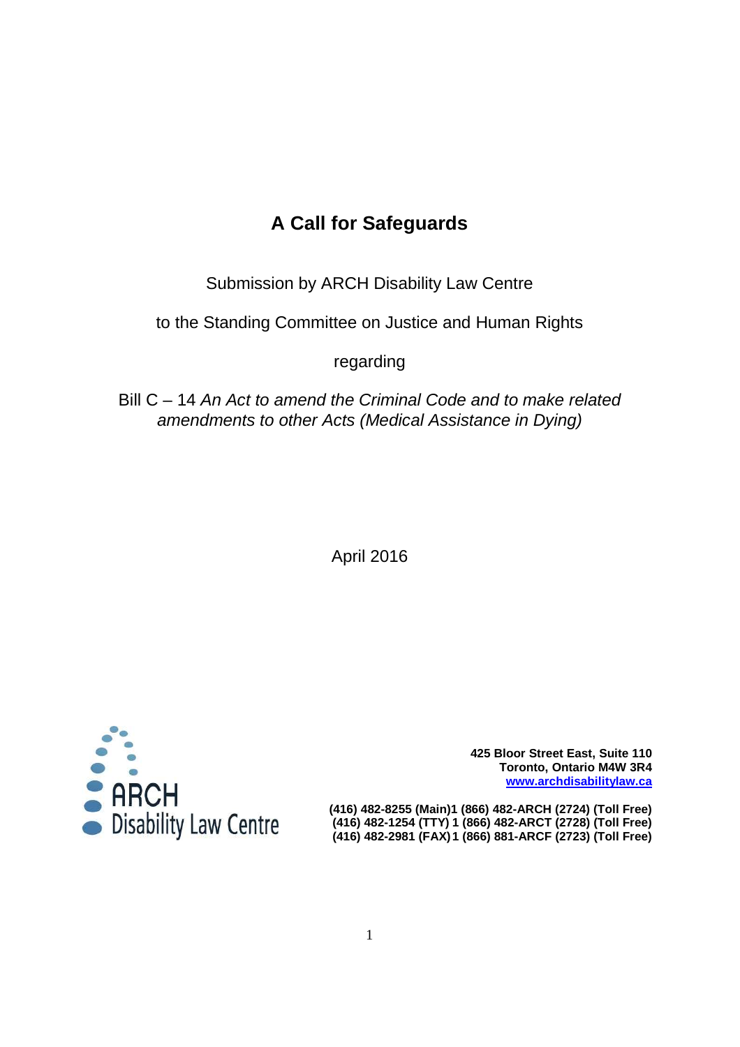# A Call for Safeguards

Submission by ARCH Disability Law Centre

to the Standing Committee on Justice and Human Rights

regarding

Bill C – 14 *An Act to amend the Criminal Code and to make related amendments to other Acts (Medical Assistance in Dying)*

April 2016

ARCH Disability Law Centre

**425 Bloor Street East, Suite 110**
**Toronto, Ontario M4W 3R4**
**[www.archdisabilitylaw.ca](http://www.archdisabilitylaw.ca)**

**(416) 482-8255 (Main)1 (866) 482-ARCH (2724) (Toll Free)**
**(416) 482-1254 (TTY) 1 (866) 482-ARCT (2728) (Toll Free)**
**(416) 482-2981 (FAX) 1 (866) 881-ARCF (2723) (Toll Free)**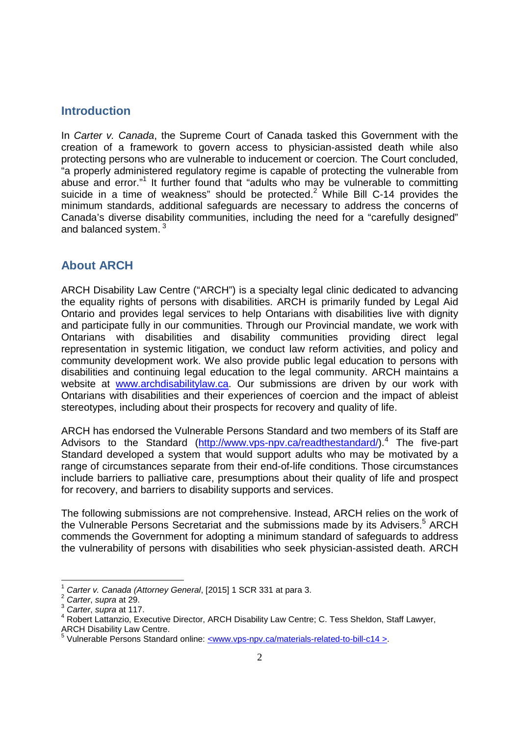## Introduction

In *Carter v. Canada*, the Supreme Court of Canada tasked this Government with the creation of a framework to govern access to physician-assisted death while also protecting persons who are vulnerable to inducement or coercion. The Court concluded, "a properly administered regulatory regime is capable of protecting the vulnerable from abuse and error."[1] It further found that "adults who may be vulnerable to committing suicide in a time of weakness" should be protected.[2] While Bill C-14 provides the minimum standards, additional safeguards are necessary to address the concerns of Canada's diverse disability communities, including the need for a "carefully designed" and balanced system.[3]

## About ARCH

ARCH Disability Law Centre ("ARCH") is a specialty legal clinic dedicated to advancing the equality rights of persons with disabilities. ARCH is primarily funded by Legal Aid Ontario and provides legal services to help Ontarians with disabilities live with dignity and participate fully in our communities. Through our Provincial mandate, we work with Ontarians with disabilities and disability communities providing direct legal representation in systemic litigation, we conduct law reform activities, and policy and community development work. We also provide public legal education to persons with disabilities and continuing legal education to the legal community. ARCH maintains a website at [www.archdisabilitylaw.ca](http://www.archdisabilitylaw.ca). Our submissions are driven by our work with Ontarians with disabilities and their experiences of coercion and the impact of ableist stereotypes, including about their prospects for recovery and quality of life.

ARCH has endorsed the Vulnerable Persons Standard and two members of its Staff are Advisors to the Standard (http://www.vps-npv.ca/readthestandard/).[4] The five-part Standard developed a system that would support adults who may be motivated by a range of circumstances separate from their end-of-life conditions. Those circumstances include barriers to palliative care, presumptions about their quality of life and prospect for recovery, and barriers to disability supports and services.

The following submissions are not comprehensive. Instead, ARCH relies on the work of the Vulnerable Persons Secretariat and the submissions made by its Advisers.[5] ARCH commends the Government for adopting a minimum standard of safeguards to address the vulnerability of persons with disabilities who seek physician-assisted death. ARCH

---

[1] *Carter v. Canada (Attorney General*, [2015] 1 SCR 331 at para 3.

[2] *Carter*, *supra* at 29.

[3] *Carter*, *supra* at 117.

[4] Robert Lattanzio, Executive Director, ARCH Disability Law Centre; C. Tess Sheldon, Staff Lawyer, ARCH Disability Law Centre.

[5] Vulnerable Persons Standard online: <www.vps-npv.ca/materials-related-to-bill-c14 >.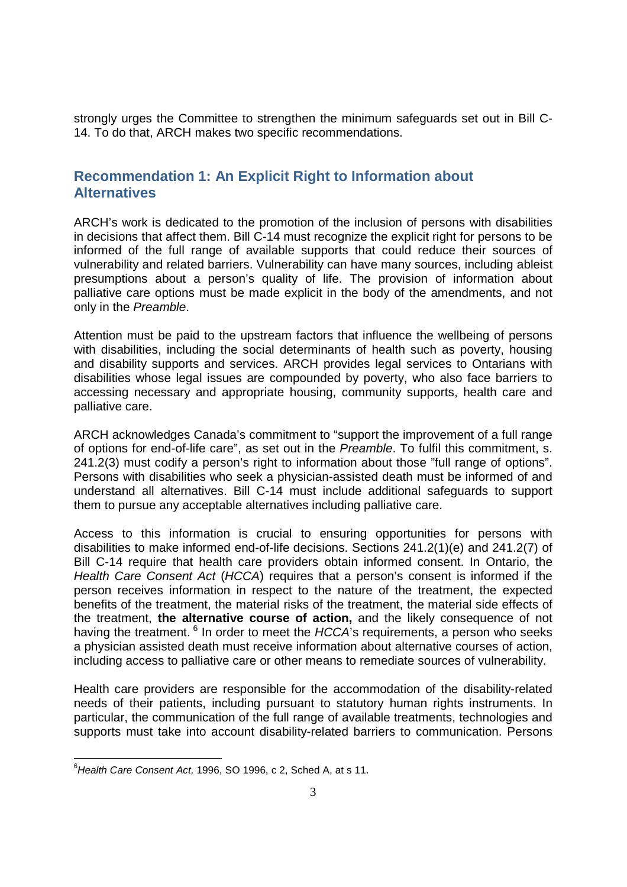strongly urges the Committee to strengthen the minimum safeguards set out in Bill C-14. To do that, ARCH makes two specific recommendations.

## Recommendation 1: An Explicit Right to Information about Alternatives

ARCH's work is dedicated to the promotion of the inclusion of persons with disabilities in decisions that affect them. Bill C-14 must recognize the explicit right for persons to be informed of the full range of available supports that could reduce their sources of vulnerability and related barriers. Vulnerability can have many sources, including ableist presumptions about a person's quality of life. The provision of information about palliative care options must be made explicit in the body of the amendments, and not only in the *Preamble*.

Attention must be paid to the upstream factors that influence the wellbeing of persons with disabilities, including the social determinants of health such as poverty, housing and disability supports and services. ARCH provides legal services to Ontarians with disabilities whose legal issues are compounded by poverty, who also face barriers to accessing necessary and appropriate housing, community supports, health care and palliative care.

ARCH acknowledges Canada's commitment to "support the improvement of a full range of options for end-of-life care", as set out in the *Preamble*. To fulfil this commitment, s. 241.2(3) must codify a person's right to information about those "full range of options". Persons with disabilities who seek a physician-assisted death must be informed of and understand all alternatives. Bill C-14 must include additional safeguards to support them to pursue any acceptable alternatives including palliative care.

Access to this information is crucial to ensuring opportunities for persons with disabilities to make informed end-of-life decisions. Sections 241.2(1)(e) and 241.2(7) of Bill C-14 require that health care providers obtain informed consent. In Ontario, the *Health Care Consent Act* (*HCCA*) requires that a person's consent is informed if the person receives information in respect to the nature of the treatment, the expected benefits of the treatment, the material risks of the treatment, the material side effects of the treatment, **the alternative course of action,** and the likely consequence of not having the treatment. [6] In order to meet the *HCCA*'s requirements, a person who seeks a physician assisted death must receive information about alternative courses of action, including access to palliative care or other means to remediate sources of vulnerability.

Health care providers are responsible for the accommodation of the disability-related needs of their patients, including pursuant to statutory human rights instruments. In particular, the communication of the full range of available treatments, technologies and supports must take into account disability-related barriers to communication. Persons

---

[6] *Health Care Consent Act,* 1996, SO 1996, c 2, Sched A, at s 11.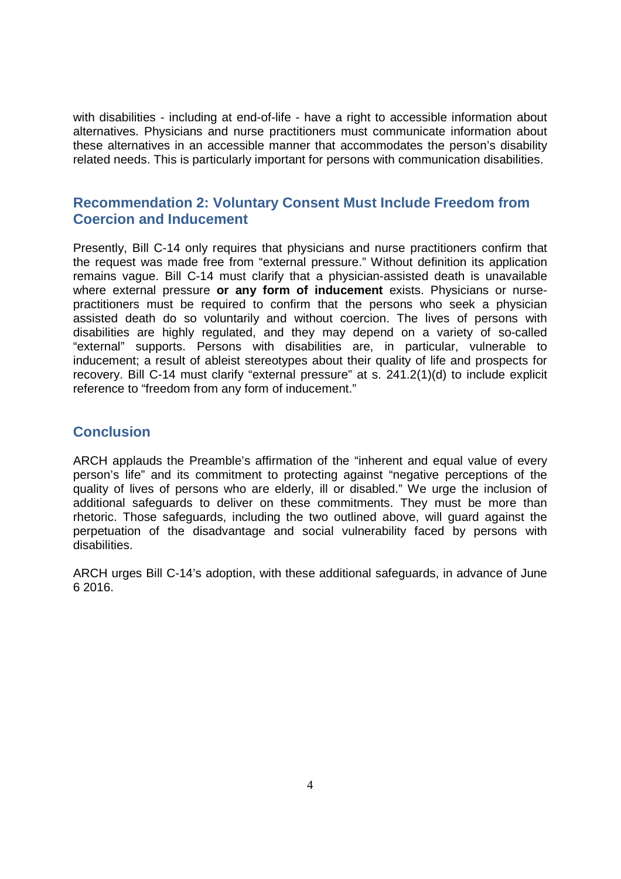with disabilities - including at end-of-life - have a right to accessible information about alternatives. Physicians and nurse practitioners must communicate information about these alternatives in an accessible manner that accommodates the person's disability related needs. This is particularly important for persons with communication disabilities.

## Recommendation 2: Voluntary Consent Must Include Freedom from Coercion and Inducement

Presently, Bill C-14 only requires that physicians and nurse practitioners confirm that the request was made free from "external pressure." Without definition its application remains vague. Bill C-14 must clarify that a physician-assisted death is unavailable where external pressure **or any form of inducement** exists. Physicians or nurse-practitioners must be required to confirm that the persons who seek a physician assisted death do so voluntarily and without coercion. The lives of persons with disabilities are highly regulated, and they may depend on a variety of so-called "external" supports. Persons with disabilities are, in particular, vulnerable to inducement; a result of ableist stereotypes about their quality of life and prospects for recovery. Bill C-14 must clarify "external pressure" at s. 241.2(1)(d) to include explicit reference to "freedom from any form of inducement."

## Conclusion

ARCH applauds the Preamble's affirmation of the "inherent and equal value of every person's life" and its commitment to protecting against "negative perceptions of the quality of lives of persons who are elderly, ill or disabled." We urge the inclusion of additional safeguards to deliver on these commitments. They must be more than rhetoric. Those safeguards, including the two outlined above, will guard against the perpetuation of the disadvantage and social vulnerability faced by persons with disabilities.

ARCH urges Bill C-14's adoption, with these additional safeguards, in advance of June 6 2016.